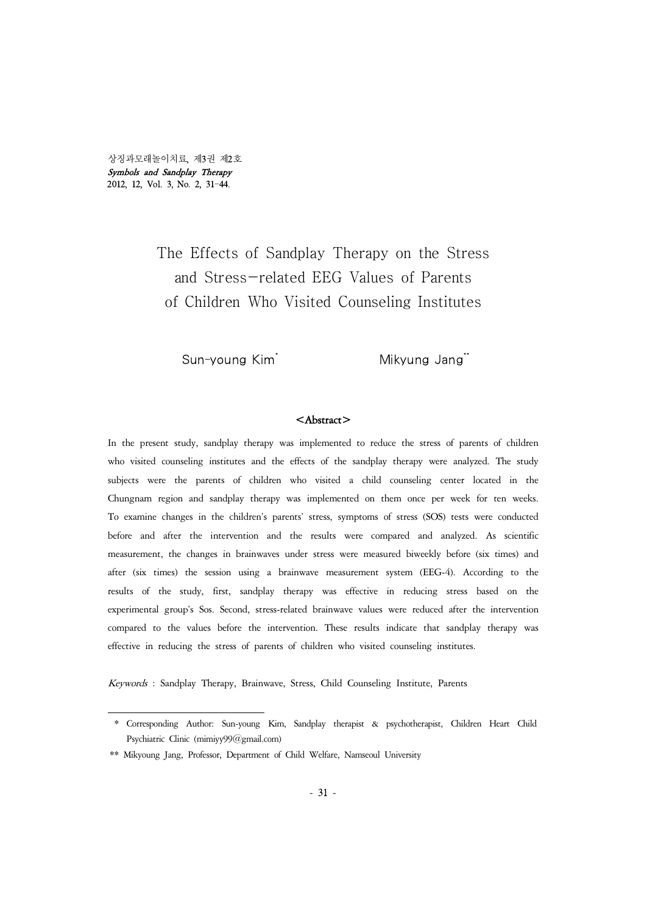# The Effects of Sandplay Therapy on the Stress and Stress-related EEG Values of Parents of Children Who Visited Counseling Institutes

Sun-young Kim* Mikyung Jang**

## <Abstract>

In the present study, sandplay therapy was implemented to reduce the stress of parents of children who visited counseling institutes and the effects of the sandplay therapy were analyzed. The study subjects were the parents of children who visited a child counseling center located in the Chungnam region and sandplay therapy was implemented on them once per week for ten weeks. To examine changes in the children's parents' stress, symptoms of stress (SOS) tests were conducted before and after the intervention and the results were compared and analyzed. As scientific measurement, the changes in brainwaves under stress were measured biweekly before (six times) and after (six times) the session using a brainwave measurement system (EEG-4). According to the results of the study, first, sandplay therapy was effective in reducing stress based on the experimental group's Sos. Second, stress-related brainwave values were reduced after the intervention compared to the values before the intervention. These results indicate that sandplay therapy was effective in reducing the stress of parents of children who visited counseling institutes.

*Keywords* : Sandplay Therapy, Brainwave, Stress, Child Counseling Institute, Parents

---

\* Corresponding Author: Sun-young Kim, Sandplay therapist & psychotherapist, Children Heart Child Psychiatric Clinic (mimiyy99@gmail.com)

\*\* Mikyoung Jang, Professor, Department of Child Welfare, Namseoul University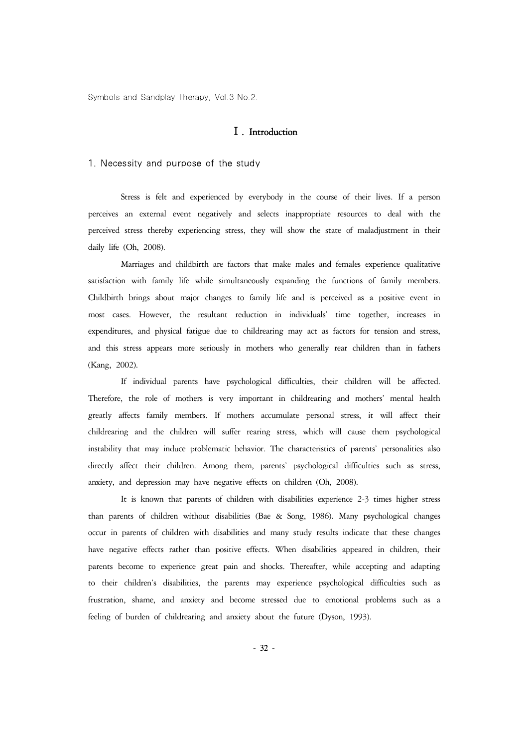# Ⅰ. Introduction

## 1. Necessity and purpose of the study

Stress is felt and experienced by everybody in the course of their lives. If a person perceives an external event negatively and selects inappropriate resources to deal with the perceived stress thereby experiencing stress, they will show the state of maladjustment in their daily life (Oh, 2008).

Marriages and childbirth are factors that make males and females experience qualitative satisfaction with family life while simultaneously expanding the functions of family members. Childbirth brings about major changes to family life and is perceived as a positive event in most cases. However, the resultant reduction in individuals' time together, increases in expenditures, and physical fatigue due to childrearing may act as factors for tension and stress, and this stress appears more seriously in mothers who generally rear children than in fathers (Kang, 2002).

If individual parents have psychological difficulties, their children will be affected. Therefore, the role of mothers is very important in childrearing and mothers' mental health greatly affects family members. If mothers accumulate personal stress, it will affect their childrearing and the children will suffer rearing stress, which will cause them psychological instability that may induce problematic behavior. The characteristics of parents' personalities also directly affect their children. Among them, parents' psychological difficulties such as stress, anxiety, and depression may have negative effects on children (Oh, 2008).

It is known that parents of children with disabilities experience 2-3 times higher stress than parents of children without disabilities (Bae & Song, 1986). Many psychological changes occur in parents of children with disabilities and many study results indicate that these changes have negative effects rather than positive effects. When disabilities appeared in children, their parents become to experience great pain and shocks. Thereafter, while accepting and adapting to their children's disabilities, the parents may experience psychological difficulties such as frustration, shame, and anxiety and become stressed due to emotional problems such as a feeling of burden of childrearing and anxiety about the future (Dyson, 1993).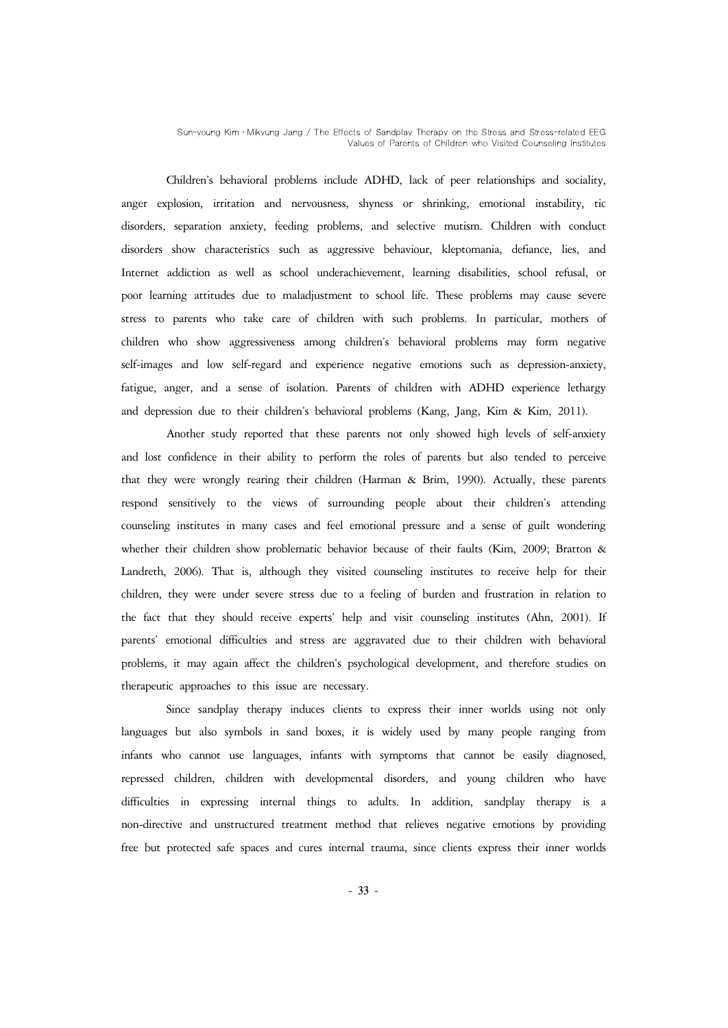Children's behavioral problems include ADHD, lack of peer relationships and sociality, anger explosion, irritation and nervousness, shyness or shrinking, emotional instability, tic disorders, separation anxiety, feeding problems, and selective mutism. Children with conduct disorders show characteristics such as aggressive behaviour, kleptomania, defiance, lies, and Internet addiction as well as school underachievement, learning disabilities, school refusal, or poor learning attitudes due to maladjustment to school life. These problems may cause severe stress to parents who take care of children with such problems. In particular, mothers of children who show aggressiveness among children's behavioral problems may form negative self-images and low self-regard and experience negative emotions such as depression-anxiety, fatigue, anger, and a sense of isolation. Parents of children with ADHD experience lethargy and depression due to their children's behavioral problems (Kang, Jang, Kim & Kim, 2011).

Another study reported that these parents not only showed high levels of self-anxiety and lost confidence in their ability to perform the roles of parents but also tended to perceive that they were wrongly rearing their children (Harman & Brim, 1990). Actually, these parents respond sensitively to the views of surrounding people about their children's attending counseling institutes in many cases and feel emotional pressure and a sense of guilt wondering whether their children show problematic behavior because of their faults (Kim, 2009; Bratton & Landreth, 2006). That is, although they visited counseling institutes to receive help for their children, they were under severe stress due to a feeling of burden and frustration in relation to the fact that they should receive experts' help and visit counseling institutes (Ahn, 2001). If parents' emotional difficulties and stress are aggravated due to their children with behavioral problems, it may again affect the children's psychological development, and therefore studies on therapeutic approaches to this issue are necessary.

Since sandplay therapy induces clients to express their inner worlds using not only languages but also symbols in sand boxes, it is widely used by many people ranging from infants who cannot use languages, infants with symptoms that cannot be easily diagnosed, repressed children, children with developmental disorders, and young children who have difficulties in expressing internal things to adults. In addition, sandplay therapy is a non-directive and unstructured treatment method that relieves negative emotions by providing free but protected safe spaces and cures internal trauma, since clients express their inner worlds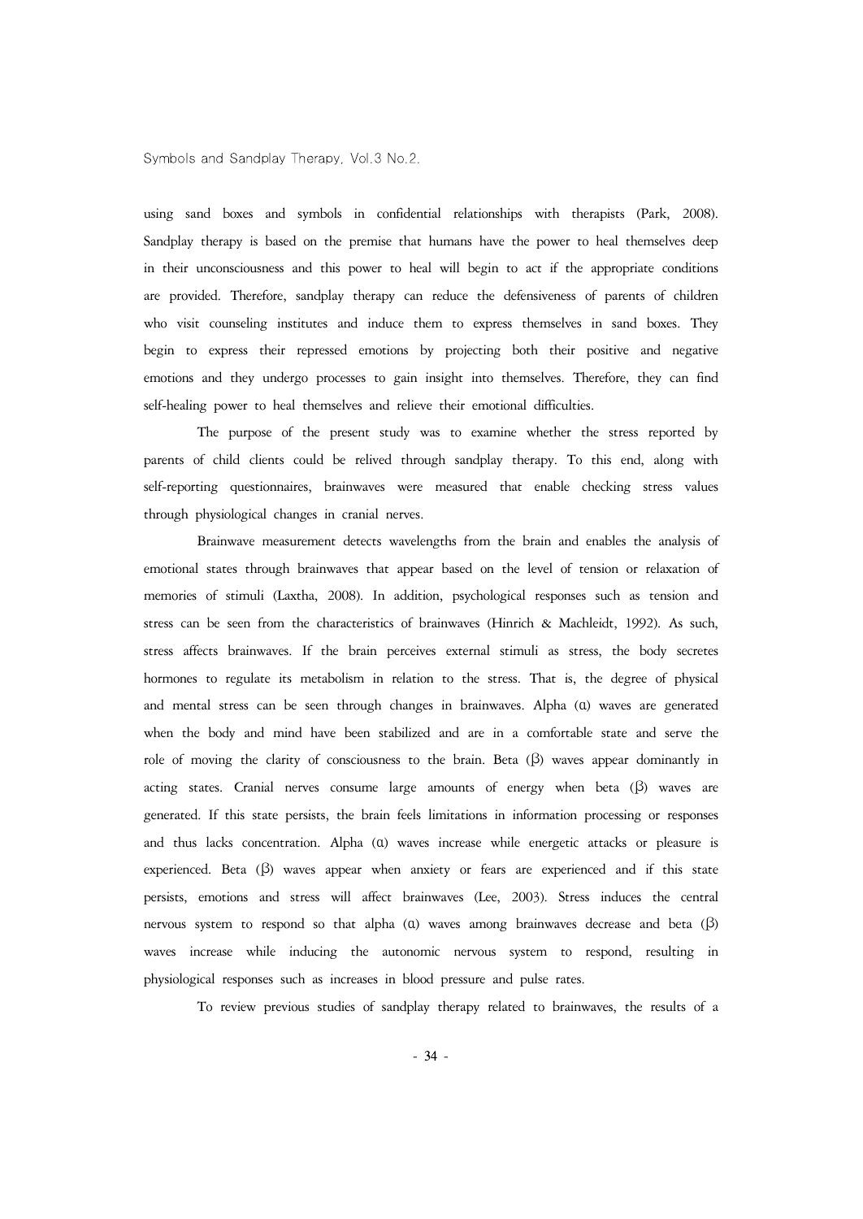using sand boxes and symbols in confidential relationships with therapists (Park, 2008). Sandplay therapy is based on the premise that humans have the power to heal themselves deep in their unconsciousness and this power to heal will begin to act if the appropriate conditions are provided. Therefore, sandplay therapy can reduce the defensiveness of parents of children who visit counseling institutes and induce them to express themselves in sand boxes. They begin to express their repressed emotions by projecting both their positive and negative emotions and they undergo processes to gain insight into themselves. Therefore, they can find self-healing power to heal themselves and relieve their emotional difficulties.

The purpose of the present study was to examine whether the stress reported by parents of child clients could be relived through sandplay therapy. To this end, along with self-reporting questionnaires, brainwaves were measured that enable checking stress values through physiological changes in cranial nerves.

Brainwave measurement detects wavelengths from the brain and enables the analysis of emotional states through brainwaves that appear based on the level of tension or relaxation of memories of stimuli (Laxtha, 2008). In addition, psychological responses such as tension and stress can be seen from the characteristics of brainwaves (Hinrich & Machleidt, 1992). As such, stress affects brainwaves. If the brain perceives external stimuli as stress, the body secretes hormones to regulate its metabolism in relation to the stress. That is, the degree of physical and mental stress can be seen through changes in brainwaves. Alpha (α) waves are generated when the body and mind have been stabilized and are in a comfortable state and serve the role of moving the clarity of consciousness to the brain. Beta (β) waves appear dominantly in acting states. Cranial nerves consume large amounts of energy when beta (β) waves are generated. If this state persists, the brain feels limitations in information processing or responses and thus lacks concentration. Alpha (α) waves increase while energetic attacks or pleasure is experienced. Beta (β) waves appear when anxiety or fears are experienced and if this state persists, emotions and stress will affect brainwaves (Lee, 2003). Stress induces the central nervous system to respond so that alpha (α) waves among brainwaves decrease and beta (β) waves increase while inducing the autonomic nervous system to respond, resulting in physiological responses such as increases in blood pressure and pulse rates.

To review previous studies of sandplay therapy related to brainwaves, the results of a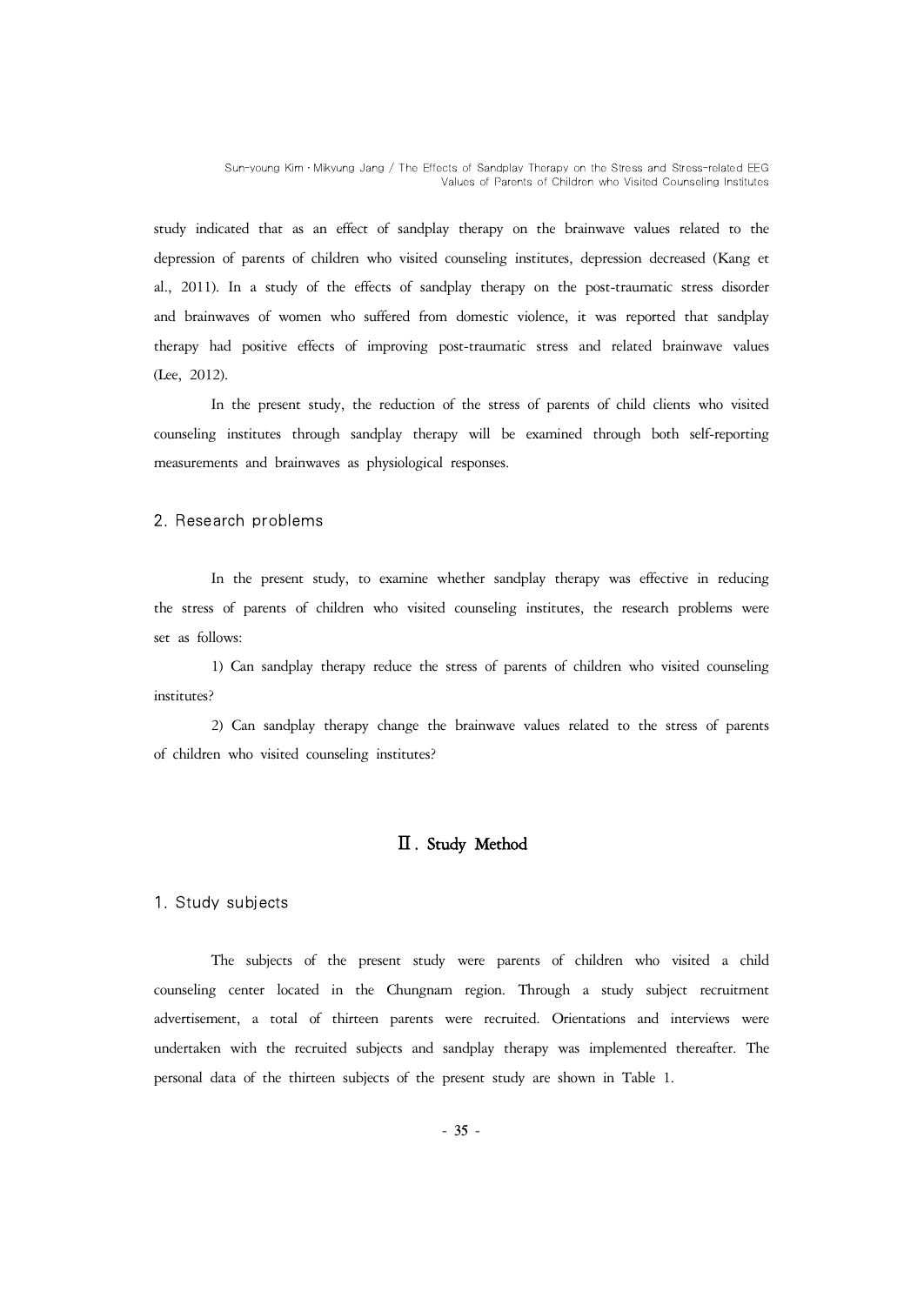study indicated that as an effect of sandplay therapy on the brainwave values related to the depression of parents of children who visited counseling institutes, depression decreased (Kang et al., 2011). In a study of the effects of sandplay therapy on the post-traumatic stress disorder and brainwaves of women who suffered from domestic violence, it was reported that sandplay therapy had positive effects of improving post-traumatic stress and related brainwave values (Lee, 2012).

In the present study, the reduction of the stress of parents of child clients who visited counseling institutes through sandplay therapy will be examined through both self-reporting measurements and brainwaves as physiological responses.

### 2. Research problems

In the present study, to examine whether sandplay therapy was effective in reducing the stress of parents of children who visited counseling institutes, the research problems were set as follows:

1) Can sandplay therapy reduce the stress of parents of children who visited counseling institutes?

2) Can sandplay therapy change the brainwave values related to the stress of parents of children who visited counseling institutes?

## Ⅱ. Study Method

### 1. Study subjects

The subjects of the present study were parents of children who visited a child counseling center located in the Chungnam region. Through a study subject recruitment advertisement, a total of thirteen parents were recruited. Orientations and interviews were undertaken with the recruited subjects and sandplay therapy was implemented thereafter. The personal data of the thirteen subjects of the present study are shown in Table 1.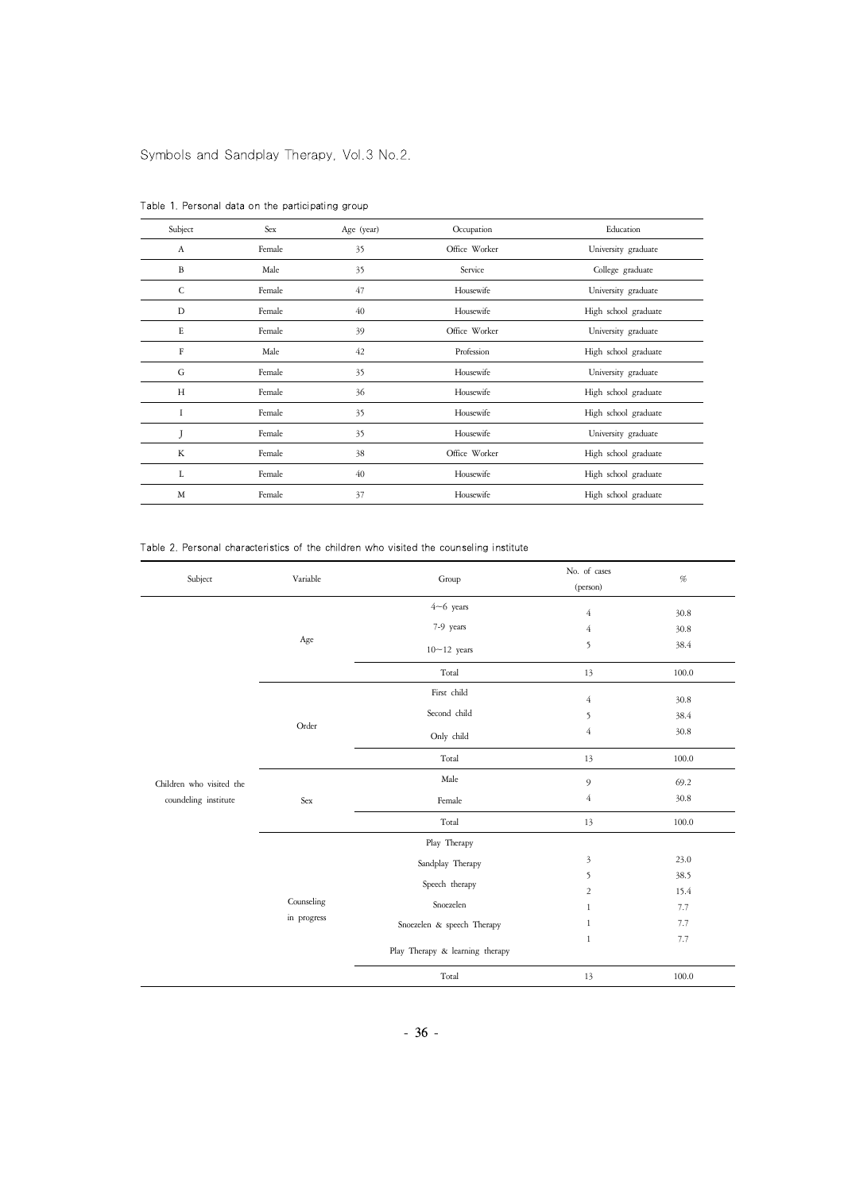Table 1. Personal data on the participating group

| Subject | Sex | Age (year) | Occupation | Education |
|---|---|---|---|---|
| A | Female | 35 | Office Worker | University graduate |
| B | Male | 35 | Service | College graduate |
| C | Female | 47 | Housewife | University graduate |
| D | Female | 40 | Housewife | High school graduate |
| E | Female | 39 | Office Worker | University graduate |
| F | Male | 42 | Profession | High school graduate |
| G | Female | 35 | Housewife | University graduate |
| H | Female | 36 | Housewife | High school graduate |
| I | Female | 35 | Housewife | High school graduate |
| J | Female | 35 | Housewife | University graduate |
| K | Female | 38 | Office Worker | High school graduate |
| L | Female | 40 | Housewife | High school graduate |
| M | Female | 37 | Housewife | High school graduate |

Table 2. Personal characteristics of the children who visited the counseling institute

| Subject | Variable | Group | No. of cases (person) | % |
|---|---|---|---|---|
| Children who visited the coundeling institute | Age | 4~6 years | 4 | 30.8 |
| | | 7-9 years | 4 | 30.8 |
| | | 10~12 years | 5 | 38.4 |
| | | Total | 13 | 100.0 |
| | Order | First child | 4 | 30.8 |
| | | Second child | 5 | 38.4 |
| | | Only child | 4 | 30.8 |
| | | Total | 13 | 100.0 |
| | Sex | Male | 9 | 69.2 |
| | | Female | 4 | 30.8 |
| | | Total | 13 | 100.0 |
| | Counseling in progress | Play Therapy | 3 | 23.0 |
| | | Sandplay Therapy | 5 | 38.5 |
| | | Speech therapy | 2 | 15.4 |
| | | Snoezelen | 1 | 7.7 |
| | | Snoezelen & speech Therapy | 1 | 7.7 |
| | | Play Therapy & learning therapy | 1 | 7.7 |
| | | Total | 13 | 100.0 |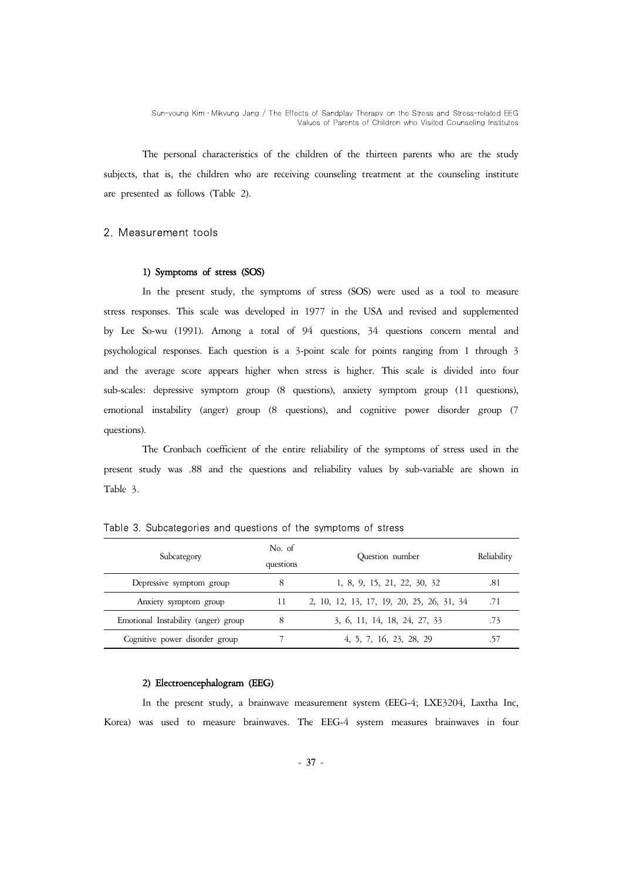The personal characteristics of the children of the thirteen parents who are the study subjects, that is, the children who are receiving counseling treatment at the counseling institute are presented as follows (Table 2).

## 2. Measurement tools

### 1) Symptoms of stress (SOS)

In the present study, the symptoms of stress (SOS) were used as a tool to measure stress responses. This scale was developed in 1977 in the USA and revised and supplemented by Lee So-wu (1991). Among a total of 94 questions, 34 questions concern mental and psychological responses. Each question is a 3-point scale for points ranging from 1 through 3 and the average score appears higher when stress is higher. This scale is divided into four sub-scales: depressive symptom group (8 questions), anxiety symptom group (11 questions), emotional instability (anger) group (8 questions), and cognitive power disorder group (7 questions).

The Cronbach coefficient of the entire reliability of the symptoms of stress used in the present study was .88 and the questions and reliability values by sub-variable are shown in Table 3.

Table 3. Subcategories and questions of the symptoms of stress

| Subcategory | No. of questions | Question number | Reliability |
|---|---|---|---|
| Depressive symptom group | 8 | 1, 8, 9, 15, 21, 22, 30, 32 | .81 |
| Anxiety symptom group | 11 | 2, 10, 12, 13, 17, 19, 20, 25, 26, 31, 34 | .71 |
| Emotional Instability (anger) group | 8 | 3, 6, 11, 14, 18, 24, 27, 33 | .73 |
| Cognitive power disorder group | 7 | 4, 5, 7, 16, 23, 28, 29 | .57 |

### 2) Electroencephalogram (EEG)

In the present study, a brainwave measurement system (EEG-4; LXE3204, Laxtha Inc, Korea) was used to measure brainwaves. The EEG-4 system measures brainwaves in four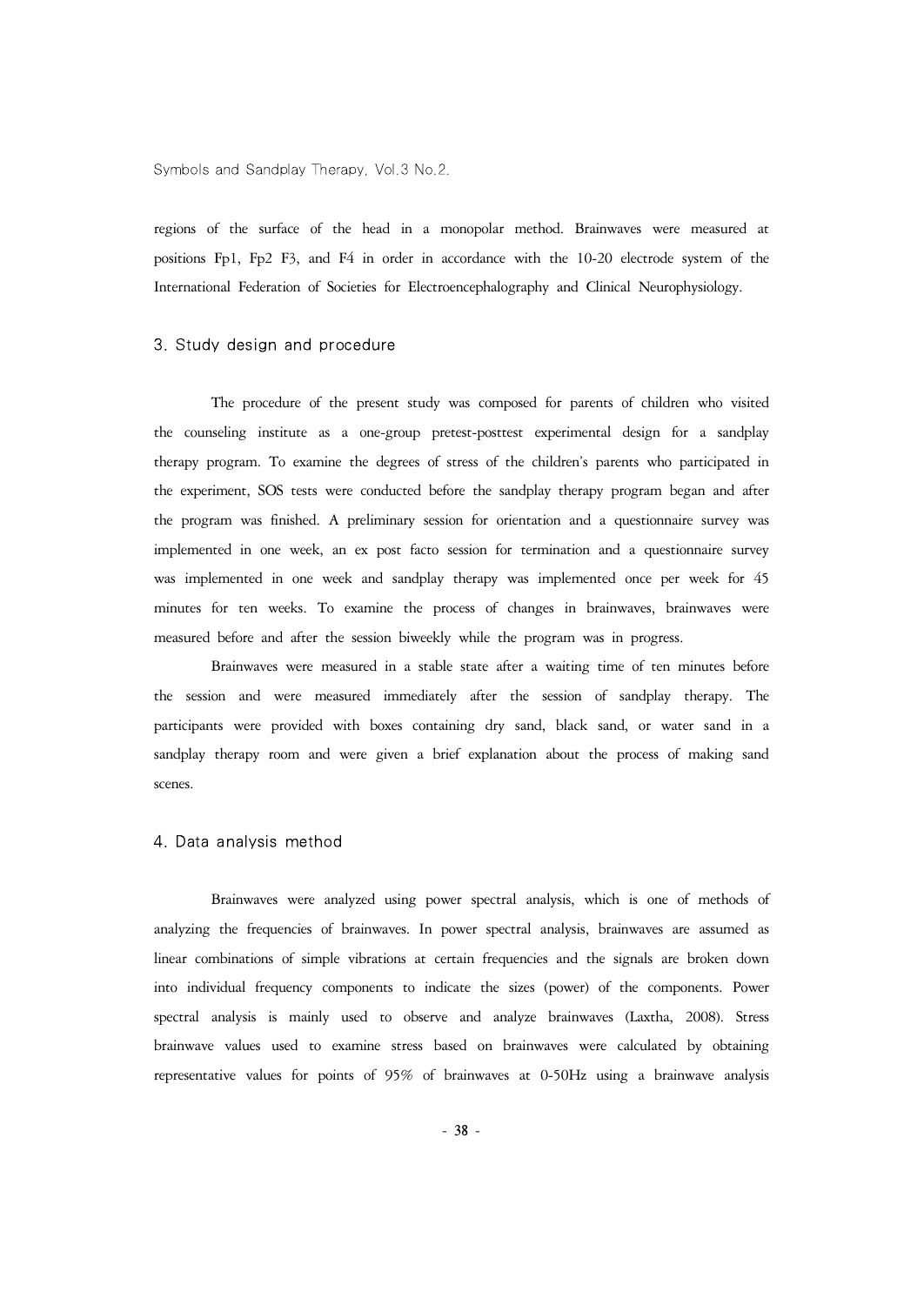regions of the surface of the head in a monopolar method. Brainwaves were measured at positions Fp1, Fp2 F3, and F4 in order in accordance with the 10-20 electrode system of the International Federation of Societies for Electroencephalography and Clinical Neurophysiology.

## 3. Study design and procedure

The procedure of the present study was composed for parents of children who visited the counseling institute as a one-group pretest-posttest experimental design for a sandplay therapy program. To examine the degrees of stress of the children's parents who participated in the experiment, SOS tests were conducted before the sandplay therapy program began and after the program was finished. A preliminary session for orientation and a questionnaire survey was implemented in one week, an ex post facto session for termination and a questionnaire survey was implemented in one week and sandplay therapy was implemented once per week for 45 minutes for ten weeks. To examine the process of changes in brainwaves, brainwaves were measured before and after the session biweekly while the program was in progress.

Brainwaves were measured in a stable state after a waiting time of ten minutes before the session and were measured immediately after the session of sandplay therapy. The participants were provided with boxes containing dry sand, black sand, or water sand in a sandplay therapy room and were given a brief explanation about the process of making sand scenes.

## 4. Data analysis method

Brainwaves were analyzed using power spectral analysis, which is one of methods of analyzing the frequencies of brainwaves. In power spectral analysis, brainwaves are assumed as linear combinations of simple vibrations at certain frequencies and the signals are broken down into individual frequency components to indicate the sizes (power) of the components. Power spectral analysis is mainly used to observe and analyze brainwaves (Laxtha, 2008). Stress brainwave values used to examine stress based on brainwaves were calculated by obtaining representative values for points of 95% of brainwaves at 0-50Hz using a brainwave analysis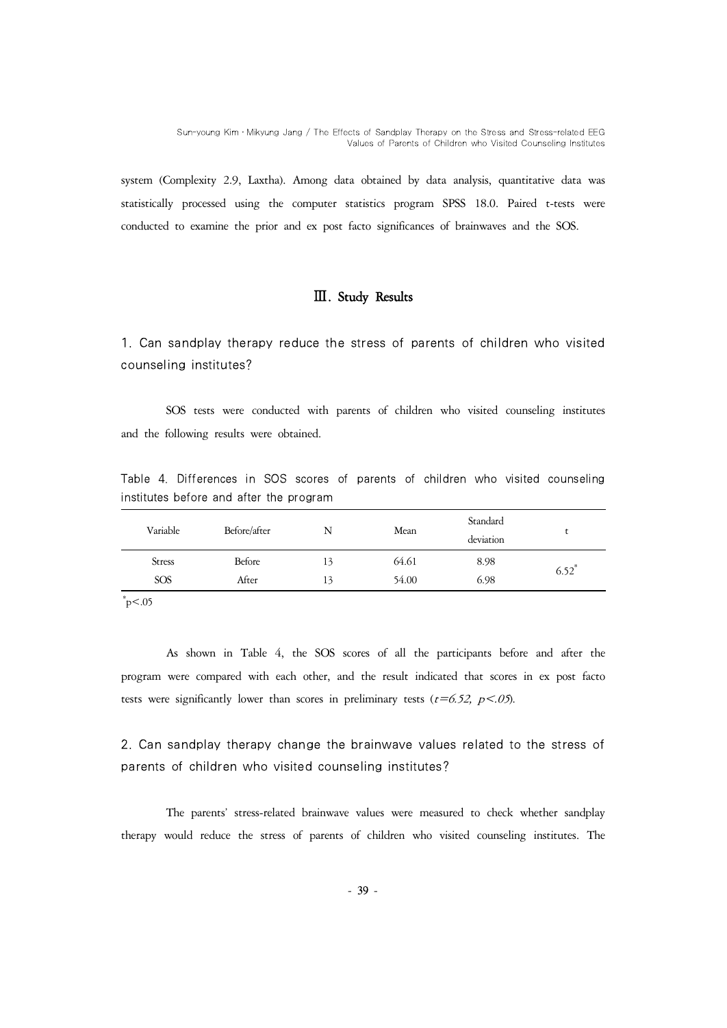system (Complexity 2.9, Laxtha). Among data obtained by data analysis, quantitative data was statistically processed using the computer statistics program SPSS 18.0. Paired t-tests were conducted to examine the prior and ex post facto significances of brainwaves and the SOS.

# Ⅲ. Study Results

## 1. Can sandplay therapy reduce the stress of parents of children who visited counseling institutes?

SOS tests were conducted with parents of children who visited counseling institutes and the following results were obtained.

Table 4. Differences in SOS scores of parents of children who visited counseling institutes before and after the program

| Variable | Before/after | N | Mean | Standard deviation | t |
|---|---|---|---|---|---|
| Stress | Before | 13 | 64.61 | 8.98 | $6.52^{*}$ |
| SOS | After | 13 | 54.00 | 6.98 | |

$^{*}p<.05$

As shown in Table 4, the SOS scores of all the participants before and after the program were compared with each other, and the result indicated that scores in ex post facto tests were significantly lower than scores in preliminary tests ($t=6.52$, $p<.05$).

## 2. Can sandplay therapy change the brainwave values related to the stress of parents of children who visited counseling institutes?

The parents' stress-related brainwave values were measured to check whether sandplay therapy would reduce the stress of parents of children who visited counseling institutes. The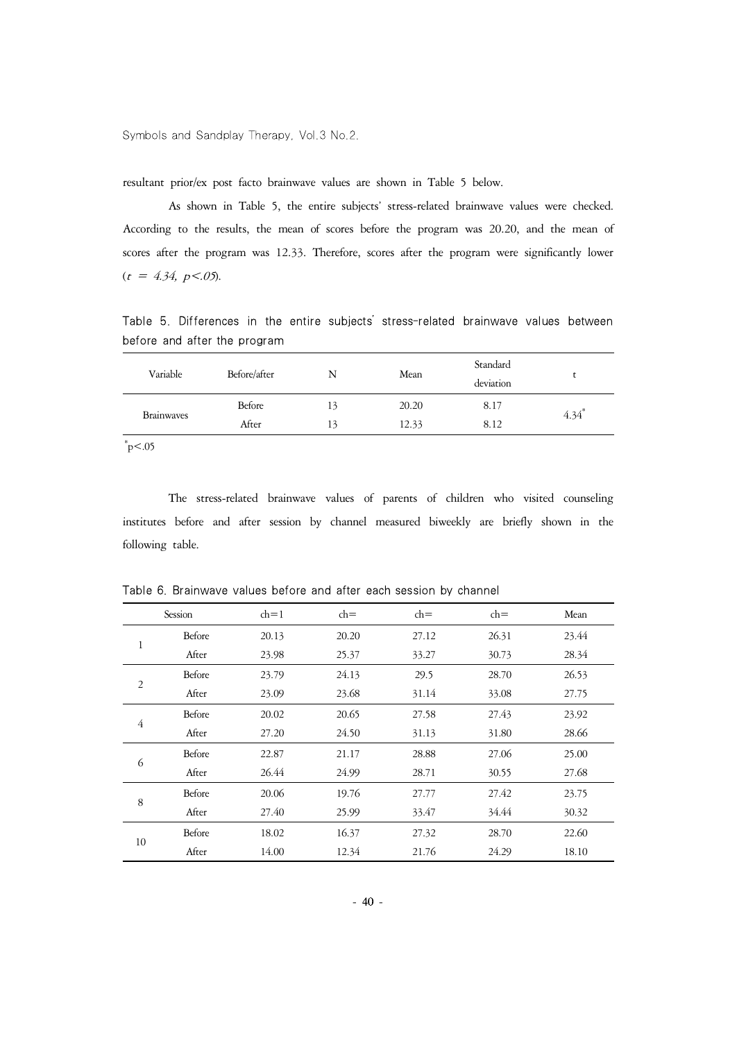resultant prior/ex post facto brainwave values are shown in Table 5 below.

As shown in Table 5, the entire subjects' stress-related brainwave values were checked. According to the results, the mean of scores before the program was 20.20, and the mean of scores after the program was 12.33. Therefore, scores after the program were significantly lower ($t = 4.34$, $p<.05$).

Table 5. Differences in the entire subjects' stress-related brainwave values between before and after the program

| Variable | Before/after | N | Mean | Standard deviation | t |
|---|---|---|---|---|---|
| Brainwaves | Before | 13 | 20.20 | 8.17 | 4.34* |
| | After | 13 | 12.33 | 8.12 | |

*p<.05

The stress-related brainwave values of parents of children who visited counseling institutes before and after session by channel measured biweekly are briefly shown in the following table.

Table 6. Brainwave values before and after each session by channel

| Session | | ch=1 | ch= | ch= | ch= | Mean |
|---|---|---|---|---|---|---|
| 1 | Before | 20.13 | 20.20 | 27.12 | 26.31 | 23.44 |
| | After | 23.98 | 25.37 | 33.27 | 30.73 | 28.34 |
| 2 | Before | 23.79 | 24.13 | 29.5 | 28.70 | 26.53 |
| | After | 23.09 | 23.68 | 31.14 | 33.08 | 27.75 |
| 4 | Before | 20.02 | 20.65 | 27.58 | 27.43 | 23.92 |
| | After | 27.20 | 24.50 | 31.13 | 31.80 | 28.66 |
| 6 | Before | 22.87 | 21.17 | 28.88 | 27.06 | 25.00 |
| | After | 26.44 | 24.99 | 28.71 | 30.55 | 27.68 |
| 8 | Before | 20.06 | 19.76 | 27.77 | 27.42 | 23.75 |
| | After | 27.40 | 25.99 | 33.47 | 34.44 | 30.32 |
| 10 | Before | 18.02 | 16.37 | 27.32 | 28.70 | 22.60 |
| | After | 14.00 | 12.34 | 21.76 | 24.29 | 18.10 |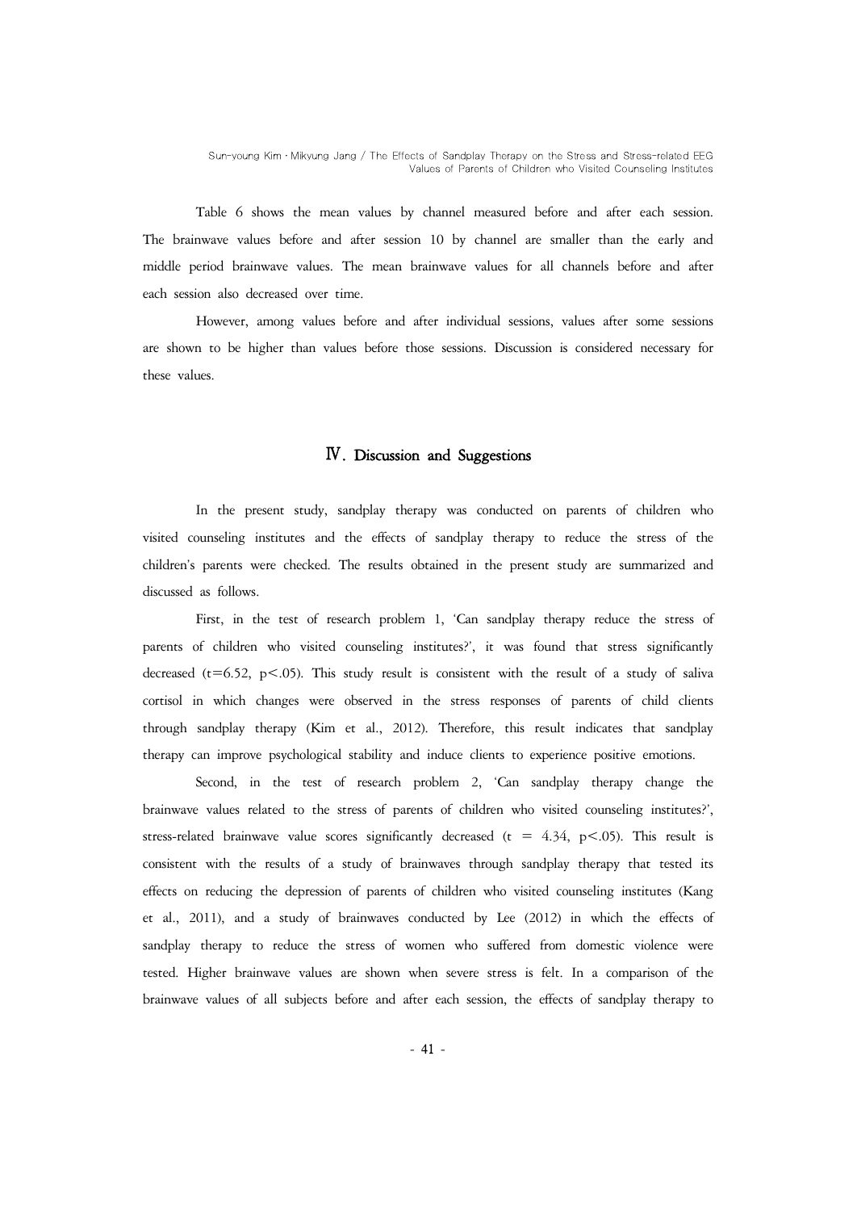Table 6 shows the mean values by channel measured before and after each session. The brainwave values before and after session 10 by channel are smaller than the early and middle period brainwave values. The mean brainwave values for all channels before and after each session also decreased over time.

However, among values before and after individual sessions, values after some sessions are shown to be higher than values before those sessions. Discussion is considered necessary for these values.

## Ⅳ. Discussion and Suggestions

In the present study, sandplay therapy was conducted on parents of children who visited counseling institutes and the effects of sandplay therapy to reduce the stress of the children's parents were checked. The results obtained in the present study are summarized and discussed as follows.

First, in the test of research problem 1, 'Can sandplay therapy reduce the stress of parents of children who visited counseling institutes?', it was found that stress significantly decreased ($t=6.52$, $p<.05$). This study result is consistent with the result of a study of saliva cortisol in which changes were observed in the stress responses of parents of child clients through sandplay therapy (Kim et al., 2012). Therefore, this result indicates that sandplay therapy can improve psychological stability and induce clients to experience positive emotions.

Second, in the test of research problem 2, 'Can sandplay therapy change the brainwave values related to the stress of parents of children who visited counseling institutes?', stress-related brainwave value scores significantly decreased ($t = 4.34$, $p<.05$). This result is consistent with the results of a study of brainwaves through sandplay therapy that tested its effects on reducing the depression of parents of children who visited counseling institutes (Kang et al., 2011), and a study of brainwaves conducted by Lee (2012) in which the effects of sandplay therapy to reduce the stress of women who suffered from domestic violence were tested. Higher brainwave values are shown when severe stress is felt. In a comparison of the brainwave values of all subjects before and after each session, the effects of sandplay therapy to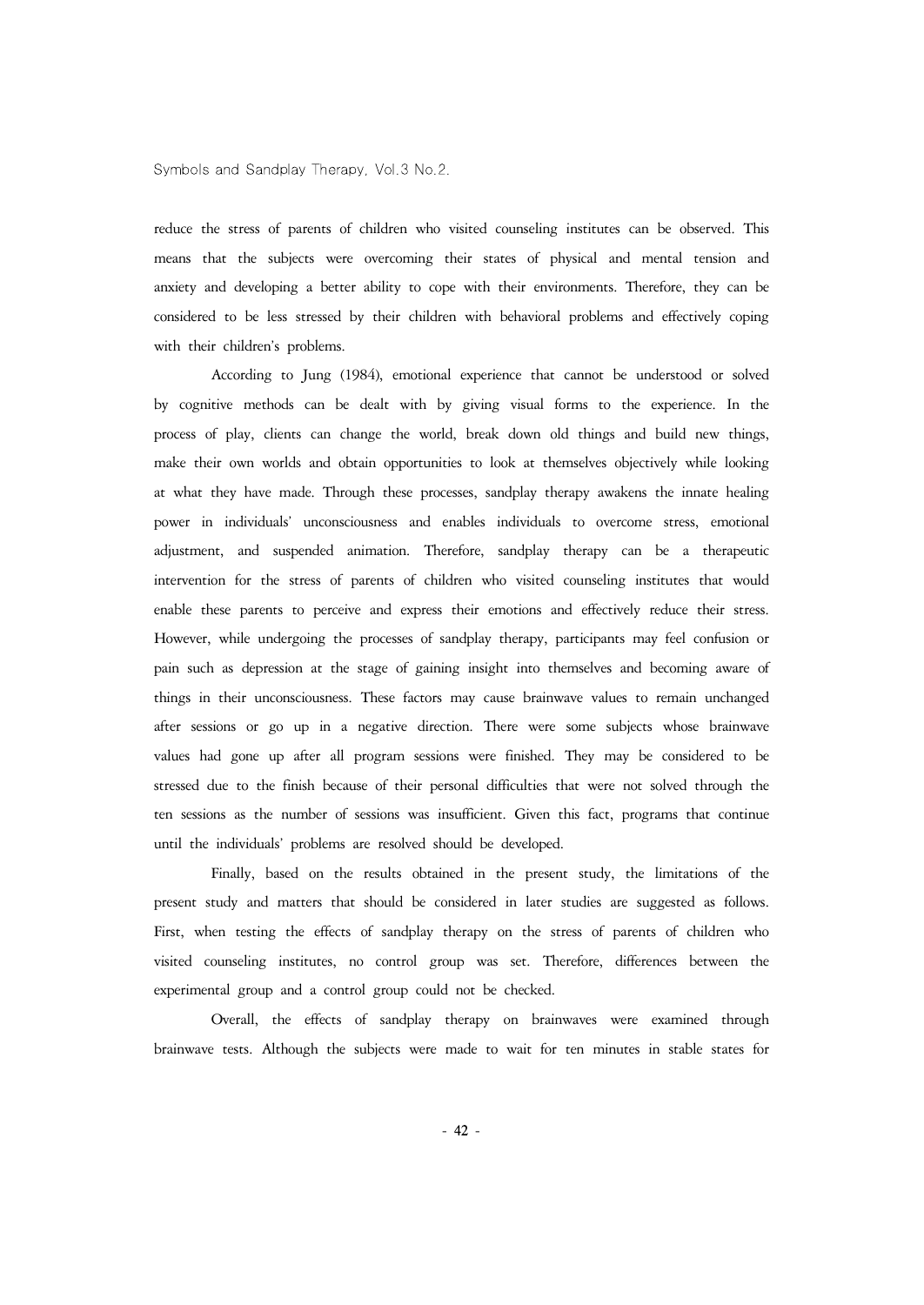reduce the stress of parents of children who visited counseling institutes can be observed. This means that the subjects were overcoming their states of physical and mental tension and anxiety and developing a better ability to cope with their environments. Therefore, they can be considered to be less stressed by their children with behavioral problems and effectively coping with their children's problems.

According to Jung (1984), emotional experience that cannot be understood or solved by cognitive methods can be dealt with by giving visual forms to the experience. In the process of play, clients can change the world, break down old things and build new things, make their own worlds and obtain opportunities to look at themselves objectively while looking at what they have made. Through these processes, sandplay therapy awakens the innate healing power in individuals' unconsciousness and enables individuals to overcome stress, emotional adjustment, and suspended animation. Therefore, sandplay therapy can be a therapeutic intervention for the stress of parents of children who visited counseling institutes that would enable these parents to perceive and express their emotions and effectively reduce their stress. However, while undergoing the processes of sandplay therapy, participants may feel confusion or pain such as depression at the stage of gaining insight into themselves and becoming aware of things in their unconsciousness. These factors may cause brainwave values to remain unchanged after sessions or go up in a negative direction. There were some subjects whose brainwave values had gone up after all program sessions were finished. They may be considered to be stressed due to the finish because of their personal difficulties that were not solved through the ten sessions as the number of sessions was insufficient. Given this fact, programs that continue until the individuals' problems are resolved should be developed.

Finally, based on the results obtained in the present study, the limitations of the present study and matters that should be considered in later studies are suggested as follows. First, when testing the effects of sandplay therapy on the stress of parents of children who visited counseling institutes, no control group was set. Therefore, differences between the experimental group and a control group could not be checked.

Overall, the effects of sandplay therapy on brainwaves were examined through brainwave tests. Although the subjects were made to wait for ten minutes in stable states for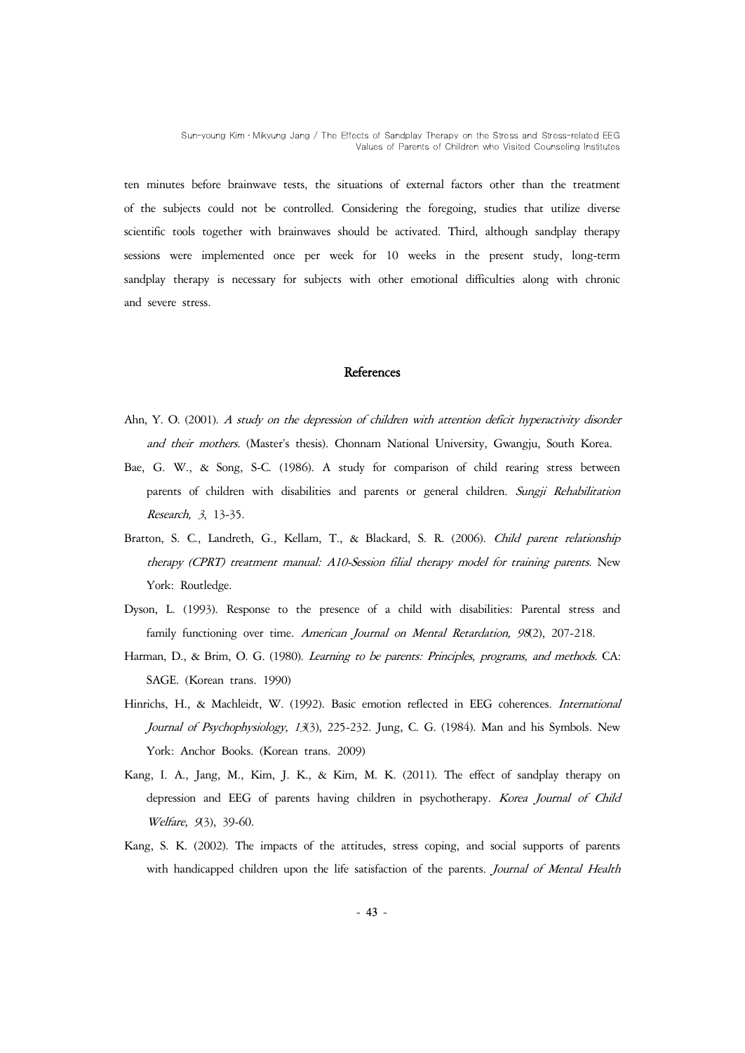ten minutes before brainwave tests, the situations of external factors other than the treatment of the subjects could not be controlled. Considering the foregoing, studies that utilize diverse scientific tools together with brainwaves should be activated. Third, although sandplay therapy sessions were implemented once per week for 10 weeks in the present study, long-term sandplay therapy is necessary for subjects with other emotional difficulties along with chronic and severe stress.

## References

Ahn, Y. O. (2001). *A study on the depression of children with attention deficit hyperactivity disorder and their mothers.* (Master's thesis). Chonnam National University, Gwangju, South Korea.

Bae, G. W., & Song, S-C. (1986). A study for comparison of child rearing stress between parents of children with disabilities and parents or general children. *Sungji Rehabilitation Research, 3*, 13-35.

Bratton, S. C., Landreth, G., Kellam, T., & Blackard, S. R. (2006). *Child parent relationship therapy (CPRT) treatment manual: A10-Session filial therapy model for training parents.* New York: Routledge.

Dyson, L. (1993). Response to the presence of a child with disabilities: Parental stress and family functioning over time. *American Journal on Mental Retardation, 98*(2), 207-218.

Harman, D., & Brim, O. G. (1980). *Learning to be parents: Principles, programs, and methods.* CA: SAGE. (Korean trans. 1990)

Hinrichs, H., & Machleidt, W. (1992). Basic emotion reflected in EEG coherences. *International Journal of Psychophysiology, 13*(3), 225-232. Jung, C. G. (1984). Man and his Symbols. New York: Anchor Books. (Korean trans. 2009)

Kang, I. A., Jang, M., Kim, J. K., & Kim, M. K. (2011). The effect of sandplay therapy on depression and EEG of parents having children in psychotherapy. *Korea Journal of Child Welfare, 9*(3), 39-60.

Kang, S. K. (2002). The impacts of the attitudes, stress coping, and social supports of parents with handicapped children upon the life satisfaction of the parents. *Journal of Mental Health*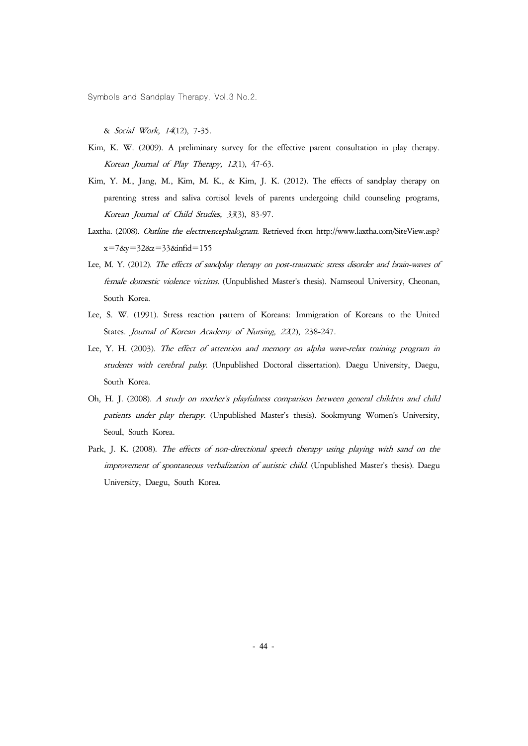& *Social Work, 14*(12), 7-35.

Kim, K. W. (2009). A preliminary survey for the effective parent consultation in play therapy. *Korean Journal of Play Therapy, 12*(1), 47-63.

Kim, Y. M., Jang, M., Kim, M. K., & Kim, J. K. (2012). The effects of sandplay therapy on parenting stress and saliva cortisol levels of parents undergoing child counseling programs, *Korean Journal of Child Studies, 33*(3), 83-97.

Laxtha. (2008). *Outline the electroencephalogram*. Retrieved from http://www.laxtha.com/SiteView.asp?x=7&y=32&z=33&infid=155

Lee, M. Y. (2012). *The effects of sandplay therapy on post-traumatic stress disorder and brain-waves of female domestic violence victims*. (Unpublished Master's thesis). Namseoul University, Cheonan, South Korea.

Lee, S. W. (1991). Stress reaction pattern of Koreans: Immigration of Koreans to the United States. *Journal of Korean Academy of Nursing, 22*(2), 238-247.

Lee, Y. H. (2003). *The effect of attention and memory on alpha wave-relax training program in students with cerebral palsy*. (Unpublished Doctoral dissertation). Daegu University, Daegu, South Korea.

Oh, H. J. (2008). *A study on mother's playfulness comparison between general children and child patients under play therapy*. (Unpublished Master's thesis). Sookmyung Women's University, Seoul, South Korea.

Park, J. K. (2008). *The effects of non-directional speech therapy using playing with sand on the improvement of spontaneous verbalization of autistic child.* (Unpublished Master's thesis). Daegu University, Daegu, South Korea.